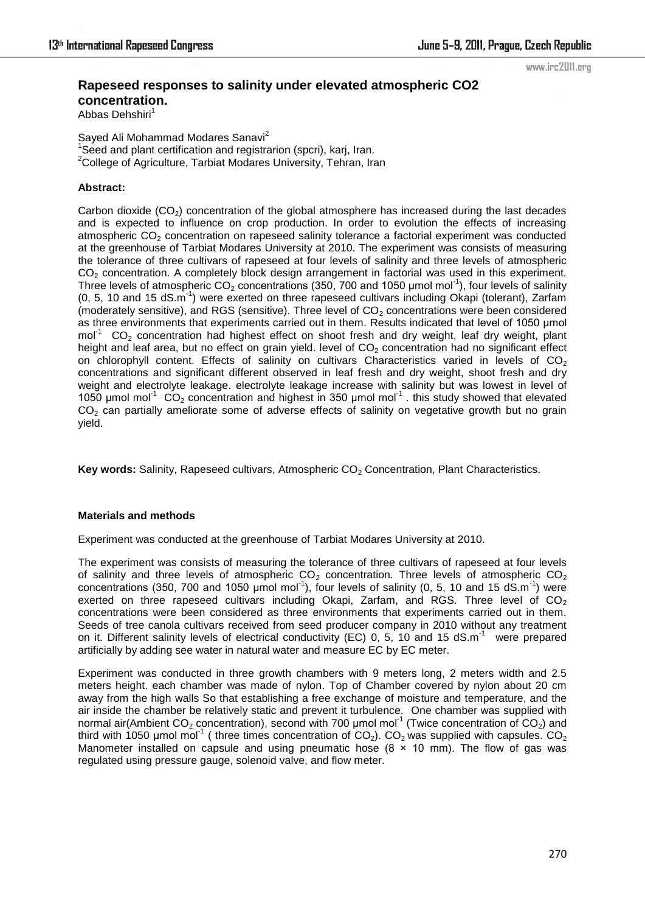# Rapeseed responses to salinity under elevated atmospheric CO2 concentration.

Abbas Dehshiri[1]

Sayed Ali Mohammad Modares Sanavi[2]

[1]Seed and plant certification and registrarion (spcri), karj, Iran.
[2]College of Agriculture, Tarbiat Modares University, Tehran, Iran

**Abstract:**

Carbon dioxide ($CO_2$) concentration of the global atmosphere has increased during the last decades and is expected to influence on crop production. In order to evolution the effects of increasing atmospheric $CO_2$ concentration on rapeseed salinity tolerance a factorial experiment was conducted at the greenhouse of Tarbiat Modares University at 2010. The experiment was consists of measuring the tolerance of three cultivars of rapeseed at four levels of salinity and three levels of atmospheric $CO_2$ concentration. A completely block design arrangement in factorial was used in this experiment. Three levels of atmospheric $CO_2$ concentrations (350, 700 and 1050 µmol mol$^{-1}$), four levels of salinity (0, 5, 10 and 15 dS.m$^{-1}$) were exerted on three rapeseed cultivars including Okapi (tolerant), Zarfam (moderately sensitive), and RGS (sensitive). Three level of $CO_2$ concentrations were been considered as three environments that experiments carried out in them. Results indicated that level of 1050 µmol mol$^{-1}$ $CO_2$ concentration had highest effect on shoot fresh and dry weight, leaf dry weight, plant height and leaf area, but no effect on grain yield. level of $CO_2$ concentration had no significant effect on chlorophyll content. Effects of salinity on cultivars Characteristics varied in levels of $CO_2$ concentrations and significant different observed in leaf fresh and dry weight, shoot fresh and dry weight and electrolyte leakage. electrolyte leakage increase with salinity but was lowest in level of 1050 µmol mol$^{-1}$ $CO_2$ concentration and highest in 350 µmol mol$^{-1}$ . this study showed that elevated $CO_2$ can partially ameliorate some of adverse effects of salinity on vegetative growth but no grain yield.

**Key words:** Salinity, Rapeseed cultivars, Atmospheric $CO_2$ Concentration, Plant Characteristics.

**Materials and methods**

Experiment was conducted at the greenhouse of Tarbiat Modares University at 2010.

The experiment was consists of measuring the tolerance of three cultivars of rapeseed at four levels of salinity and three levels of atmospheric $CO_2$ concentration. Three levels of atmospheric $CO_2$ concentrations (350, 700 and 1050 µmol mol$^{-1}$), four levels of salinity (0, 5, 10 and 15 dS.m$^{-1}$) were exerted on three rapeseed cultivars including Okapi, Zarfam, and RGS. Three level of $CO_2$ concentrations were been considered as three environments that experiments carried out in them. Seeds of tree canola cultivars received from seed producer company in 2010 without any treatment on it. Different salinity levels of electrical conductivity (EC) 0, 5, 10 and 15 dS.m$^{-1}$ were prepared artificially by adding see water in natural water and measure EC by EC meter.

Experiment was conducted in three growth chambers with 9 meters long, 2 meters width and 2.5 meters height. each chamber was made of nylon. Top of Chamber covered by nylon about 20 cm away from the high walls So that establishing a free exchange of moisture and temperature, and the air inside the chamber be relatively static and prevent it turbulence. One chamber was supplied with normal air(Ambient $CO_2$ concentration), second with 700 µmol mol$^{-1}$ (Twice concentration of $CO_2$) and third with 1050 µmol mol$^{-1}$ ( three times concentration of $CO_2$). $CO_2$ was supplied with capsules. $CO_2$ Manometer installed on capsule and using pneumatic hose (8 × 10 mm). The flow of gas was regulated using pressure gauge, solenoid valve, and flow meter.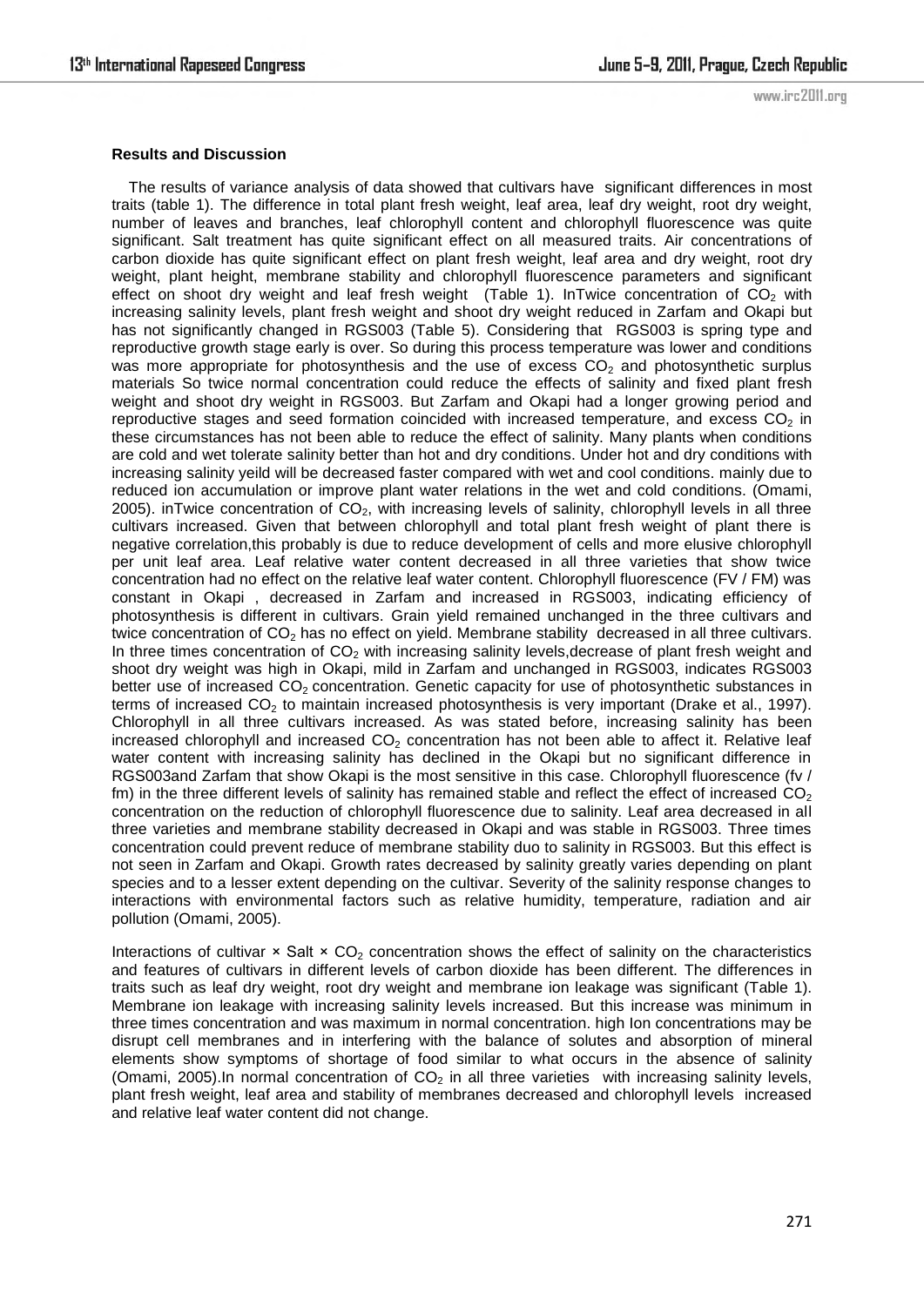**Results and Discussion**

The results of variance analysis of data showed that cultivars have significant differences in most traits (table 1). The difference in total plant fresh weight, leaf area, leaf dry weight, root dry weight, number of leaves and branches, leaf chlorophyll content and chlorophyll fluorescence was quite significant. Salt treatment has quite significant effect on all measured traits. Air concentrations of carbon dioxide has quite significant effect on plant fresh weight, leaf area and dry weight, root dry weight, plant height, membrane stability and chlorophyll fluorescence parameters and significant effect on shoot dry weight and leaf fresh weight (Table 1). InTwice concentration of $CO_2$ with increasing salinity levels, plant fresh weight and shoot dry weight reduced in Zarfam and Okapi but has not significantly changed in RGS003 (Table 5). Considering that RGS003 is spring type and reproductive growth stage early is over. So during this process temperature was lower and conditions was more appropriate for photosynthesis and the use of excess $CO_2$ and photosynthetic surplus materials So twice normal concentration could reduce the effects of salinity and fixed plant fresh weight and shoot dry weight in RGS003. But Zarfam and Okapi had a longer growing period and reproductive stages and seed formation coincided with increased temperature, and excess $CO_2$ in these circumstances has not been able to reduce the effect of salinity. Many plants when conditions are cold and wet tolerate salinity better than hot and dry conditions. Under hot and dry conditions with increasing salinity yeild will be decreased faster compared with wet and cool conditions. mainly due to reduced ion accumulation or improve plant water relations in the wet and cold conditions. (Omami, 2005). inTwice concentration of $CO_2$, with increasing levels of salinity, chlorophyll levels in all three cultivars increased. Given that between chlorophyll and total plant fresh weight of plant there is negative correlation,this probably is due to reduce development of cells and more elusive chlorophyll per unit leaf area. Leaf relative water content decreased in all three varieties that show twice concentration had no effect on the relative leaf water content. Chlorophyll fluorescence (FV / FM) was constant in Okapi , decreased in Zarfam and increased in RGS003, indicating efficiency of photosynthesis is different in cultivars. Grain yield remained unchanged in the three cultivars and twice concentration of $CO_2$ has no effect on yield. Membrane stability decreased in all three cultivars. In three times concentration of $CO_2$ with increasing salinity levels,decrease of plant fresh weight and shoot dry weight was high in Okapi, mild in Zarfam and unchanged in RGS003, indicates RGS003 better use of increased $CO_2$ concentration. Genetic capacity for use of photosynthetic substances in terms of increased $CO_2$ to maintain increased photosynthesis is very important (Drake et al., 1997). Chlorophyll in all three cultivars increased. As was stated before, increasing salinity has been increased chlorophyll and increased $CO_2$ concentration has not been able to affect it. Relative leaf water content with increasing salinity has declined in the Okapi but no significant difference in RGS003and Zarfam that show Okapi is the most sensitive in this case. Chlorophyll fluorescence (fv / fm) in the three different levels of salinity has remained stable and reflect the effect of increased $CO_2$ concentration on the reduction of chlorophyll fluorescence due to salinity. Leaf area decreased in all three varieties and membrane stability decreased in Okapi and was stable in RGS003. Three times concentration could prevent reduce of membrane stability duo to salinity in RGS003. But this effect is not seen in Zarfam and Okapi. Growth rates decreased by salinity greatly varies depending on plant species and to a lesser extent depending on the cultivar. Severity of the salinity response changes to interactions with environmental factors such as relative humidity, temperature, radiation and air pollution (Omami, 2005).

Interactions of cultivar × Salt × $CO_2$ concentration shows the effect of salinity on the characteristics and features of cultivars in different levels of carbon dioxide has been different. The differences in traits such as leaf dry weight, root dry weight and membrane ion leakage was significant (Table 1). Membrane ion leakage with increasing salinity levels increased. But this increase was minimum in three times concentration and was maximum in normal concentration. high Ion concentrations may be disrupt cell membranes and in interfering with the balance of solutes and absorption of mineral elements show symptoms of shortage of food similar to what occurs in the absence of salinity (Omami, 2005).In normal concentration of $CO_2$ in all three varieties with increasing salinity levels, plant fresh weight, leaf area and stability of membranes decreased and chlorophyll levels increased and relative leaf water content did not change.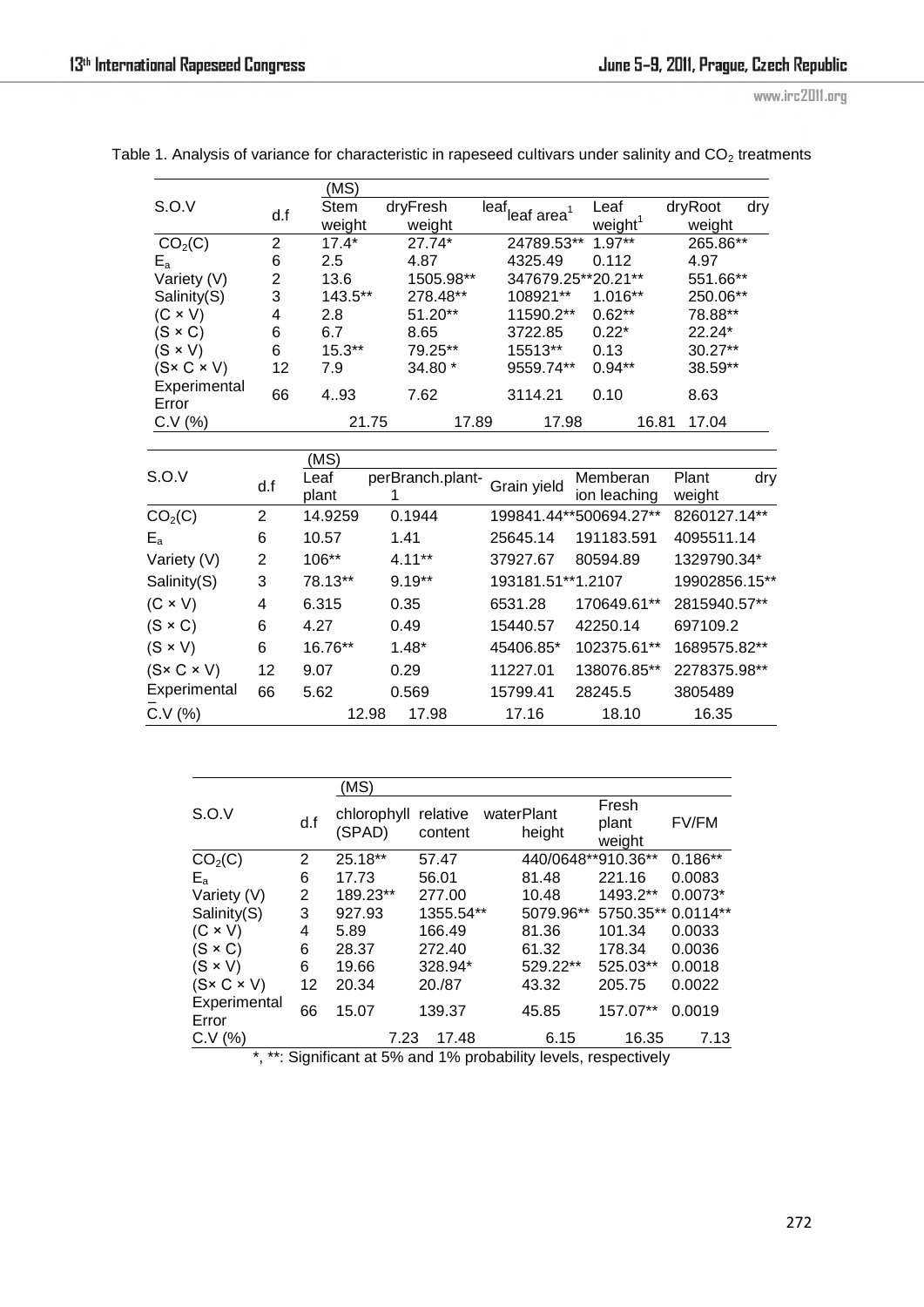Table 1. Analysis of variance for characteristic in rapeseed cultivars under salinity and $CO_2$ treatments

| S.O.V | d.f | (MS) Stem dry weight | Fresh leaf weight | leaf area[1] | Leaf dry weight[1] | Root dry weight |
|---|---|---|---|---|---|---|
| $CO_2$(C) | 2 | 17.4* | 27.74* | 24789.53** | 1.97** | 265.86** |
| $E_a$ | 6 | 2.5 | 4.87 | 4325.49 | 0.112 | 4.97 |
| Variety (V) | 2 | 13.6 | 1505.98** | 347679.25** | 20.21** | 551.66** |
| Salinity(S) | 3 | 143.5** | 278.48** | 108921** | 1.016** | 250.06** |
| (C × V) | 4 | 2.8 | 51.20** | 11590.2** | 0.62** | 78.88** |
| (S × C) | 6 | 6.7 | 8.65 | 3722.85 | 0.22* | 22.24* |
| (S × V) | 6 | 15.3** | 79.25** | 15513** | 0.13 | 30.27** |
| (S× C × V) | 12 | 7.9 | 34.80 * | 9559.74** | 0.94** | 38.59** |
| Experimental Error | 66 | 4..93 | 7.62 | 3114.21 | 0.10 | 8.63 |
| C.V (%) | | 21.75 | 17.89 | 17.98 | 16.81 | 17.04 |

| S.O.V | d.f | (MS) Leaf plant | perBranch.plant-1 | Grain yield | Memberan ion leaching | Plant dry weight |
|---|---|---|---|---|---|---|
| $CO_2$(C) | 2 | 14.9259 | 0.1944 | 199841.44** | 500694.27** | 8260127.14** |
| $E_a$ | 6 | 10.57 | 1.41 | 25645.14 | 191183.591 | 4095511.14 |
| Variety (V) | 2 | 106** | 4.11** | 37927.67 | 80594.89 | 1329790.34* |
| Salinity(S) | 3 | 78.13** | 9.19** | 193181.51** | 1.2107 | 19902856.15** |
| (C × V) | 4 | 6.315 | 0.35 | 6531.28 | 170649.61** | 2815940.57** |
| (S × C) | 6 | 4.27 | 0.49 | 15440.57 | 42250.14 | 697109.2 |
| (S × V) | 6 | 16.76** | 1.48* | 45406.85* | 102375.61** | 1689575.82** |
| (S× C × V) | 12 | 9.07 | 0.29 | 11227.01 | 138076.85** | 2278375.98** |
| Experimental Error | 66 | 5.62 | 0.569 | 15799.41 | 28245.5 | 3805489 |
| C.V (%) | | 12.98 | 17.98 | 17.16 | 18.10 | 16.35 |

| S.O.V | d.f | (MS) chlorophyll (SPAD) | relative water content | Plant height | Fresh plant weight | FV/FM |
|---|---|---|---|---|---|---|
| $CO_2$(C) | 2 | 25.18** | 57.47 | 440/0648** | 910.36** | 0.186** |
| $E_a$ | 6 | 17.73 | 56.01 | 81.48 | 221.16 | 0.0083 |
| Variety (V) | 2 | 189.23** | 277.00 | 10.48 | 1493.2** | 0.0073* |
| Salinity(S) | 3 | 927.93 | 1355.54** | 5079.96** | 5750.35** | 0.0114** |
| (C × V) | 4 | 5.89 | 166.49 | 81.36 | 101.34 | 0.0033 |
| (S × C) | 6 | 28.37 | 272.40 | 61.32 | 178.34 | 0.0036 |
| (S × V) | 6 | 19.66 | 328.94* | 529.22** | 525.03** | 0.0018 |
| (S× C × V) | 12 | 20.34 | 20./87 | 43.32 | 205.75 | 0.0022 |
| Experimental Error | 66 | 15.07 | 139.37 | 45.85 | 157.07** | 0.0019 |
| C.V (%) | | 7.23 | 17.48 | 6.15 | 16.35 | 7.13 |

*, **: Significant at 5% and 1% probability levels, respectively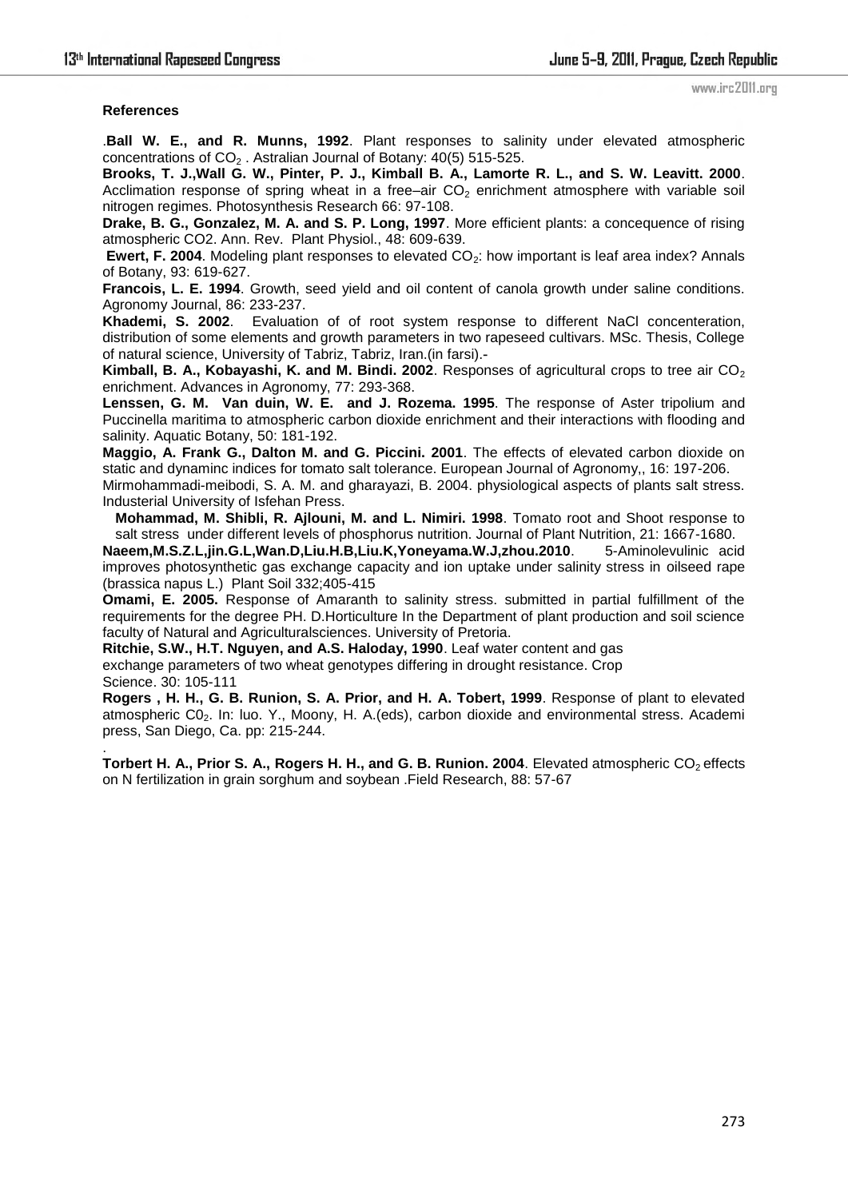**References**

.**Ball W. E., and R. Munns, 1992**. Plant responses to salinity under elevated atmospheric concentrations of $CO_2$ . Astralian Journal of Botany: 40(5) 515-525.

**Brooks, T. J.,Wall G. W., Pinter, P. J., Kimball B. A., Lamorte R. L., and S. W. Leavitt. 2000**. Acclimation response of spring wheat in a free–air $CO_2$ enrichment atmosphere with variable soil nitrogen regimes. Photosynthesis Research 66: 97-108.

**Drake, B. G., Gonzalez, M. A. and S. P. Long, 1997**. More efficient plants: a concequence of rising atmospheric CO2. Ann. Rev. Plant Physiol., 48: 609-639.

**Ewert, F. 2004**. Modeling plant responses to elevated $CO_2$: how important is leaf area index? Annals of Botany, 93: 619-627.

**Francois, L. E. 1994**. Growth, seed yield and oil content of canola growth under saline conditions. Agronomy Journal, 86: 233-237.

**Khademi, S. 2002**. Evaluation of of root system response to different NaCl concenteration, distribution of some elements and growth parameters in two rapeseed cultivars. MSc. Thesis, College of natural science, University of Tabriz, Tabriz, Iran.(in farsi).-

**Kimball, B. A., Kobayashi, K. and M. Bindi. 2002**. Responses of agricultural crops to tree air $CO_2$ enrichment. Advances in Agronomy, 77: 293-368.

**Lenssen, G. M. Van duin, W. E. and J. Rozema. 1995**. The response of Aster tripolium and Puccinella maritima to atmospheric carbon dioxide enrichment and their interactions with flooding and salinity. Aquatic Botany, 50: 181-192.

**Maggio, A. Frank G., Dalton M. and G. Piccini. 2001**. The effects of elevated carbon dioxide on static and dynaminc indices for tomato salt tolerance. European Journal of Agronomy,, 16: 197-206.

Mirmohammadi-meibodi, S. A. M. and gharayazi, B. 2004. physiological aspects of plants salt stress. Industerial University of Isfehan Press.

**Mohammad, M. Shibli, R. Ajlouni, M. and L. Nimiri. 1998**. Tomato root and Shoot response to salt stress under different levels of phosphorus nutrition. Journal of Plant Nutrition, 21: 1667-1680.

**Naeem,M.S.Z.L,jin.G.L,Wan.D,Liu.H.B,Liu.K,Yoneyama.W.J,zhou.2010**. 5-Aminolevulinic acid improves photosynthetic gas exchange capacity and ion uptake under salinity stress in oilseed rape (brassica napus L.) Plant Soil 332;405-415

**Omami, E. 2005.** Response of Amaranth to salinity stress. submitted in partial fulfillment of the requirements for the degree PH. D.Horticulture In the Department of plant production and soil science faculty of Natural and Agriculturalsciences. University of Pretoria.

**Ritchie, S.W., H.T. Nguyen, and A.S. Haloday, 1990**. Leaf water content and gas exchange parameters of two wheat genotypes differing in drought resistance. Crop Science. 30: 105-111

**Rogers , H. H., G. B. Runion, S. A. Prior, and H. A. Tobert, 1999**. Response of plant to elevated atmospheric $C0_2$. In: luo. Y., Moony, H. A.(eds), carbon dioxide and environmental stress. Academi press, San Diego, Ca. pp: 215-244.

.

**Torbert H. A., Prior S. A., Rogers H. H., and G. B. Runion. 2004**. Elevated atmospheric $CO_2$ effects on N fertilization in grain sorghum and soybean .Field Research, 88: 57-67